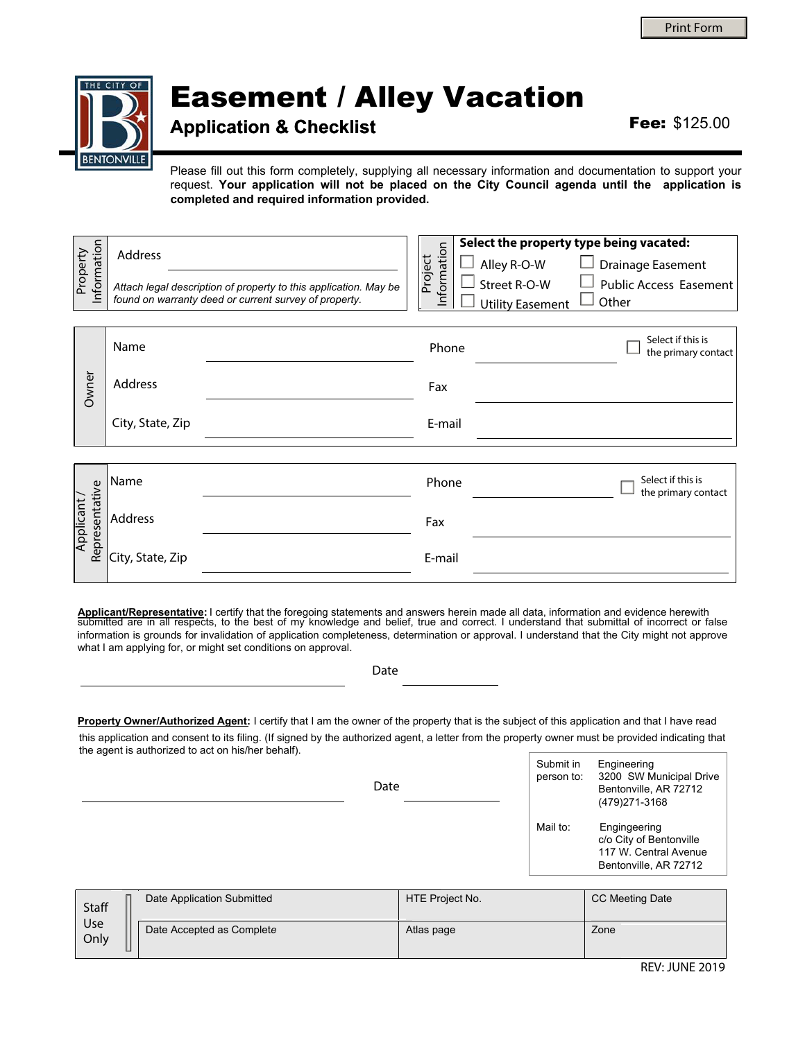Print Form

# Easement / Alley Vacation

## Application & Checklist

**Fee:** $125.00

Please fill out this form completely, supplying all necessary information and documentation to support your request. **Your application will not be placed on the City Council agenda until the application is completed and required information provided.**

**Property Information**

Address ______________________

*Attach legal description of property to this application. May be found on warranty deed or current survey of property.*

**Project Information**

**Select the property type being vacated:**

- ☐ Alley R-O-W
- ☐ Street R-O-W
- ☐ Utility Easement
- ☐ Drainage Easement
- ☐ Public Access Easement
- ☐ Other

**Owner**

| | | | |
|---|---|---|---|
| Name | | Phone | ☐ Select if this is the primary contact |
| Address | | Fax | |
| City, State, Zip | | E-mail | |

**Applicant / Representative**

| | | | |
|---|---|---|---|
| Name | | Phone | ☐ Select if this is the primary contact |
| Address | | Fax | |
| City, State, Zip | | E-mail | |

**Applicant/Representative:** I certify that the foregoing statements and answers herein made all data, information and evidence herewith submitted are in all respects, to the best of my knowledge and belief, true and correct. I understand that submittal of incorrect or false information is grounds for invalidation of application completeness, determination or approval. I understand that the City might not approve what I am applying for, or might set conditions on approval.

______________________ Date __________

**Property Owner/Authorized Agent:** I certify that I am the owner of the property that is the subject of this application and that I have read this application and consent to its filing. (If signed by the authorized agent, a letter from the property owner must be provided indicating that the agent is authorized to act on his/her behalf).

______________________ Date __________

| | |
|---|---|
| Submit in person to: | Engineering<br>3200 SW Municipal Drive<br>Bentonville, AR 72712<br>(479)271-3168 |
| Mail to: | Engingeering<br>c/o City of Bentonville<br>117 W. Central Avenue<br>Bentonville, AR 72712 |

| Staff Use Only | | | |
|---|---|---|---|
| | Date Application Submitted | HTE Project No. | CC Meeting Date |
| | Date Accepted as Complete | Atlas page | Zone |

REV: JUNE 2019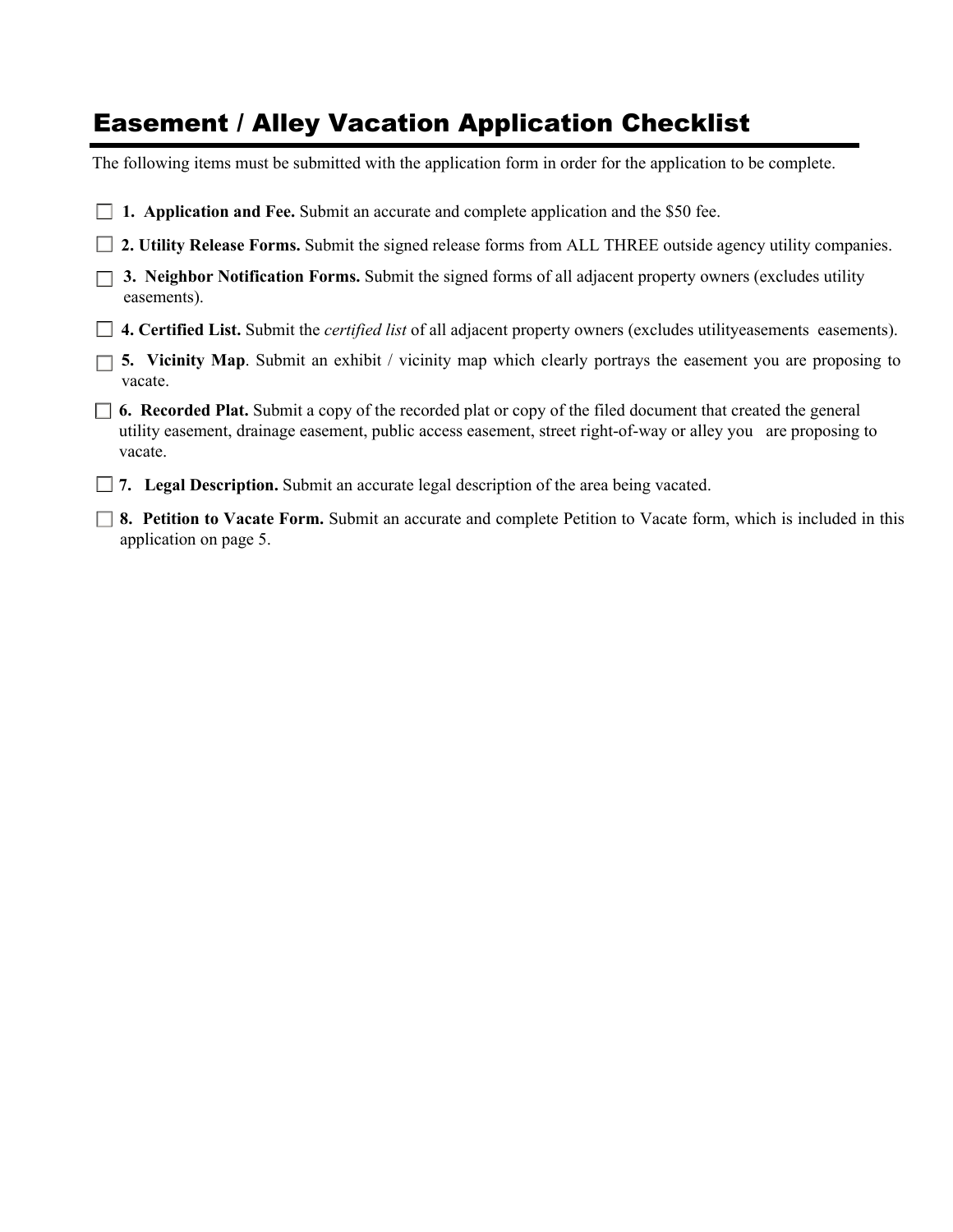# Easement / Alley Vacation Application Checklist

The following items must be submitted with the application form in order for the application to be complete.

- ☐ **1. Application and Fee.** Submit an accurate and complete application and the $50 fee.
- ☐ **2. Utility Release Forms.** Submit the signed release forms from ALL THREE outside agency utility companies.
- ☐ **3. Neighbor Notification Forms.** Submit the signed forms of all adjacent property owners (excludes utility easements).
- ☐ **4. Certified List.** Submit the *certified list* of all adjacent property owners (excludes utilityeasements easements).
- ☐ **5. Vicinity Map**. Submit an exhibit / vicinity map which clearly portrays the easement you are proposing to vacate.
- ☐ **6. Recorded Plat.** Submit a copy of the recorded plat or copy of the filed document that created the general utility easement, drainage easement, public access easement, street right-of-way or alley you are proposing to vacate.
- ☐ **7. Legal Description.** Submit an accurate legal description of the area being vacated.
- ☐ **8. Petition to Vacate Form.** Submit an accurate and complete Petition to Vacate form, which is included in this application on page 5.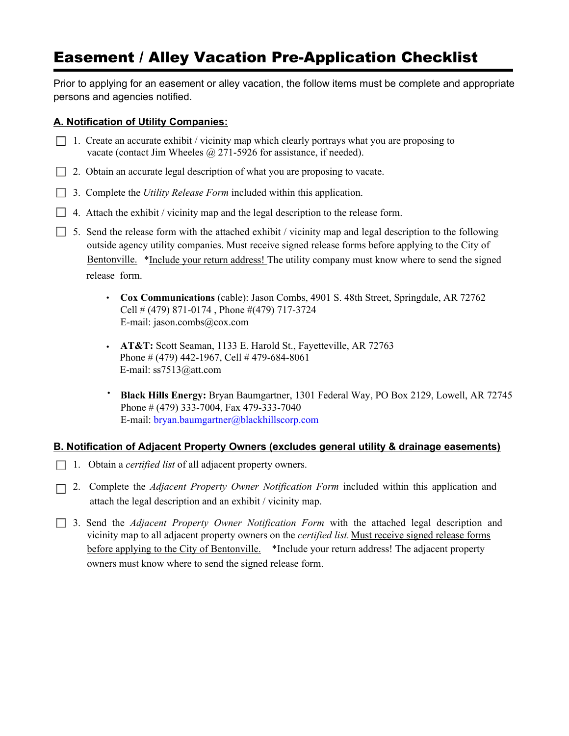# Easement / Alley Vacation Pre-Application Checklist

Prior to applying for an easement or alley vacation, the follow items must be complete and appropriate persons and agencies notified.

## A. Notification of Utility Companies:

- ☐ 1. Create an accurate exhibit / vicinity map which clearly portrays what you are proposing to vacate (contact Jim Wheeles @ 271-5926 for assistance, if needed).
- ☐ 2. Obtain an accurate legal description of what you are proposing to vacate.
- ☐ 3. Complete the *Utility Release Form* included within this application.
- ☐ 4. Attach the exhibit / vicinity map and the legal description to the release form.
- ☐ 5. Send the release form with the attached exhibit / vicinity map and legal description to the following outside agency utility companies. <u>Must receive signed release forms before applying to the City of Bentonville.</u> *<u>Include your return address!</u> The utility company must know where to send the signed release form.

    - **Cox Communications** (cable): Jason Combs, 4901 S. 48th Street, Springdale, AR 72762
      Cell # (479) 871-0174 , Phone #(479) 717-3724
      E-mail: jason.combs@cox.com

    - **AT&T:** Scott Seaman, 1133 E. Harold St., Fayetteville, AR 72763
      Phone # (479) 442-1967, Cell # 479-684-8061
      E-mail: ss7513@att.com

    - **Black Hills Energy:** Bryan Baumgartner, 1301 Federal Way, PO Box 2129, Lowell, AR 72745
      Phone # (479) 333-7004, Fax 479-333-7040
      E-mail: bryan.baumgartner@blackhillscorp.com

## B. Notification of Adjacent Property Owners (excludes general utility & drainage easements)

- ☐ 1. Obtain a *certified list* of all adjacent property owners.
- ☐ 2. Complete the *Adjacent Property Owner Notification Form* included within this application and attach the legal description and an exhibit / vicinity map.
- ☐ 3. Send the *Adjacent Property Owner Notification Form* with the attached legal description and vicinity map to all adjacent property owners on the *certified list.* <u>Must receive signed release forms before applying to the City of Bentonville.</u> *Include your return address! The adjacent property owners must know where to send the signed release form.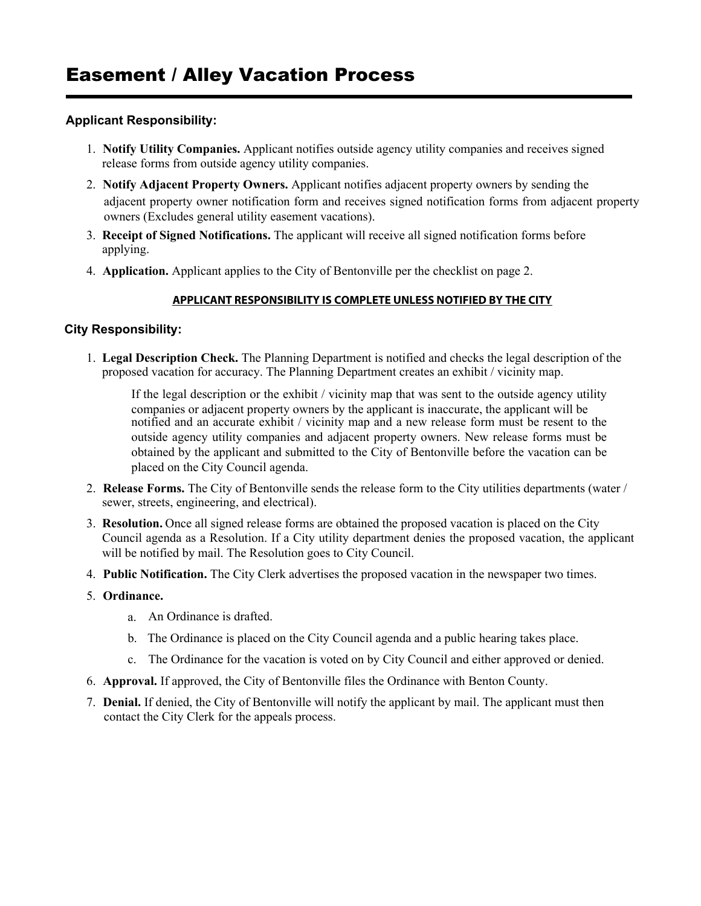# Easement / Alley Vacation Process

### Applicant Responsibility:

1. **Notify Utility Companies.** Applicant notifies outside agency utility companies and receives signed release forms from outside agency utility companies.
2. **Notify Adjacent Property Owners.** Applicant notifies adjacent property owners by sending the adjacent property owner notification form and receives signed notification forms from adjacent property owners (Excludes general utility easement vacations).
3. **Receipt of Signed Notifications.** The applicant will receive all signed notification forms before applying.
4. **Application.** Applicant applies to the City of Bentonville per the checklist on page 2.

**APPLICANT RESPONSIBILITY IS COMPLETE UNLESS NOTIFIED BY THE CITY**

### City Responsibility:

1. **Legal Description Check.** The Planning Department is notified and checks the legal description of the proposed vacation for accuracy. The Planning Department creates an exhibit / vicinity map.

   If the legal description or the exhibit / vicinity map that was sent to the outside agency utility companies or adjacent property owners by the applicant is inaccurate, the applicant will be notified and an accurate exhibit / vicinity map and a new release form must be resent to the outside agency utility companies and adjacent property owners. New release forms must be obtained by the applicant and submitted to the City of Bentonville before the vacation can be placed on the City Council agenda.

2. **Release Forms.** The City of Bentonville sends the release form to the City utilities departments (water / sewer, streets, engineering, and electrical).
3. **Resolution.** Once all signed release forms are obtained the proposed vacation is placed on the City Council agenda as a Resolution. If a City utility department denies the proposed vacation, the applicant will be notified by mail. The Resolution goes to City Council.
4. **Public Notification.** The City Clerk advertises the proposed vacation in the newspaper two times.
5. **Ordinance.**
   a. An Ordinance is drafted.
   b. The Ordinance is placed on the City Council agenda and a public hearing takes place.
   c. The Ordinance for the vacation is voted on by City Council and either approved or denied.
6. **Approval.** If approved, the City of Bentonville files the Ordinance with Benton County.
7. **Denial.** If denied, the City of Bentonville will notify the applicant by mail. The applicant must then contact the City Clerk for the appeals process.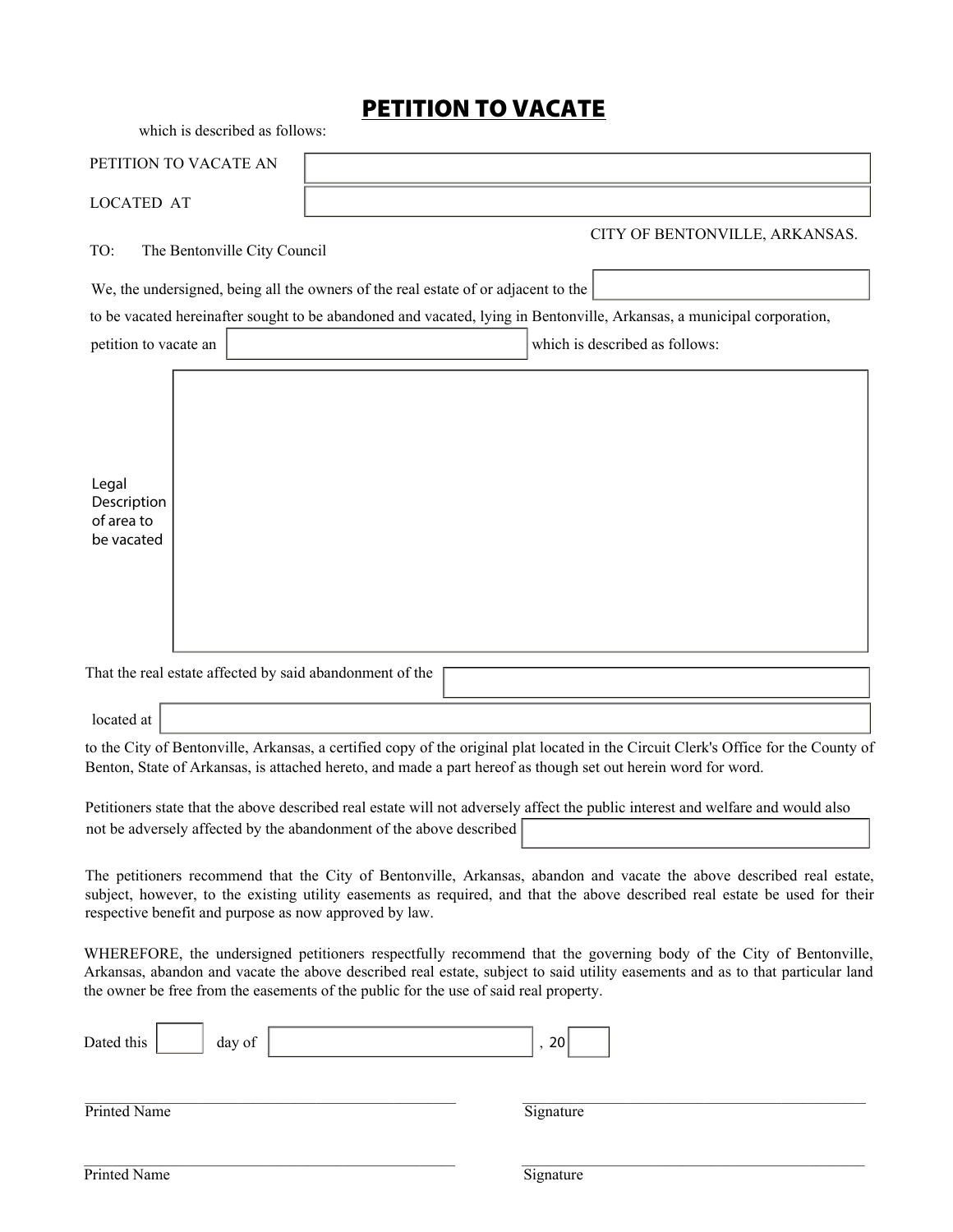# PETITION TO VACATE

which is described as follows:

PETITION TO VACATE AN ____________________

LOCATED AT ____________________

CITY OF BENTONVILLE, ARKANSAS.

TO: The Bentonville City Council

We, the undersigned, being all the owners of the real estate of or adjacent to the ____________________ to be vacated hereinafter sought to be abandoned and vacated, lying in Bentonville, Arkansas, a municipal corporation, petition to vacate an ____________________ which is described as follows:

Legal Description of area to be vacated

____________________

That the real estate affected by said abandonment of the ____________________

located at ____________________

to the City of Bentonville, Arkansas, a certified copy of the original plat located in the Circuit Clerk's Office for the County of Benton, State of Arkansas, is attached hereto, and made a part hereof as though set out herein word for word.

Petitioners state that the above described real estate will not adversely affect the public interest and welfare and would also not be adversely affected by the abandonment of the above described ____________________

The petitioners recommend that the City of Bentonville, Arkansas, abandon and vacate the above described real estate, subject, however, to the existing utility easements as required, and that the above described real estate be used for their respective benefit and purpose as now approved by law.

WHEREFORE, the undersigned petitioners respectfully recommend that the governing body of the City of Bentonville, Arkansas, abandon and vacate the above described real estate, subject to said utility easements and as to that particular land the owner be free from the easements of the public for the use of said real property.

Dated this ______ day of ____________________, 20______

____________________ Printed Name ____________________ Signature

____________________ Printed Name ____________________ Signature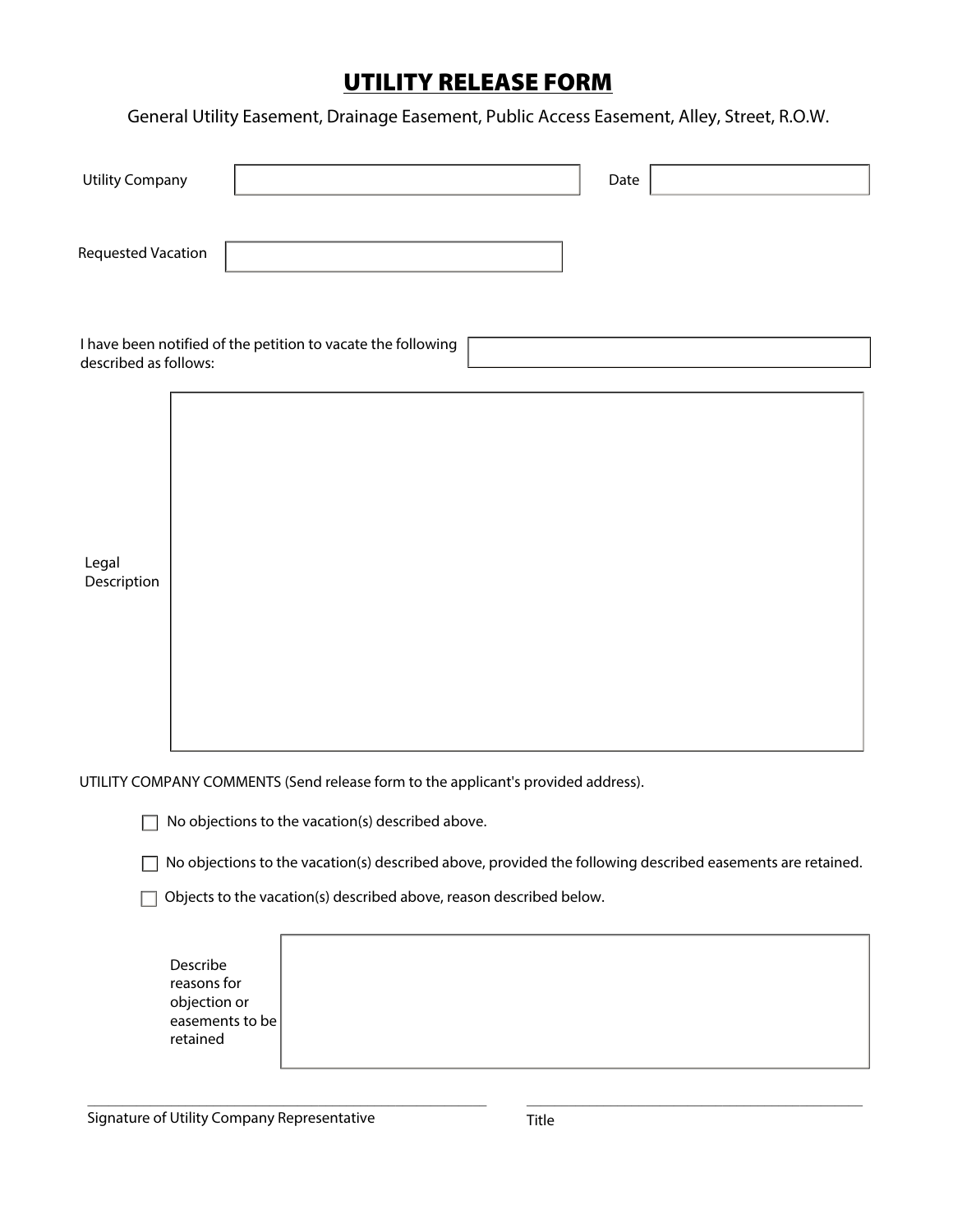# UTILITY RELEASE FORM

General Utility Easement, Drainage Easement, Public Access Easement, Alley, Street, R.O.W.

Utility Company ______________________ Date ______________

Requested Vacation ______________________

I have been notified of the petition to vacate the following described as follows: ______________________

Legal Description

______________________

UTILITY COMPANY COMMENTS (Send release form to the applicant's provided address).

- ☐ No objections to the vacation(s) described above.
- ☐ No objections to the vacation(s) described above, provided the following described easements are retained.
- ☐ Objects to the vacation(s) described above, reason described below.

Describe reasons for objection or easements to be retained

______________________

______________________ Signature of Utility Company Representative

______________________ Title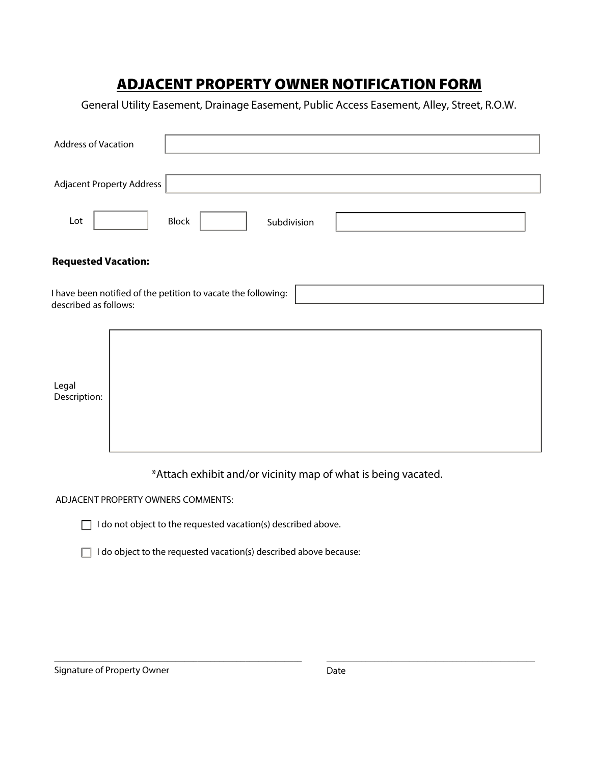# ADJACENT PROPERTY OWNER NOTIFICATION FORM

General Utility Easement, Drainage Easement, Public Access Easement, Alley, Street, R.O.W.

Address of Vacation ______________________

Adjacent Property Address ______________________

Lot ________ Block ________ Subdivision ______________________

**Requested Vacation:**

I have been notified of the petition to vacate the following: ______________________
described as follows:

Legal Description: ______________________

*Attach exhibit and/or vicinity map of what is being vacated.

ADJACENT PROPERTY OWNERS COMMENTS:

☐ I do not object to the requested vacation(s) described above.

☐ I do object to the requested vacation(s) described above because:

______________________ ______________________
Signature of Property Owner Date